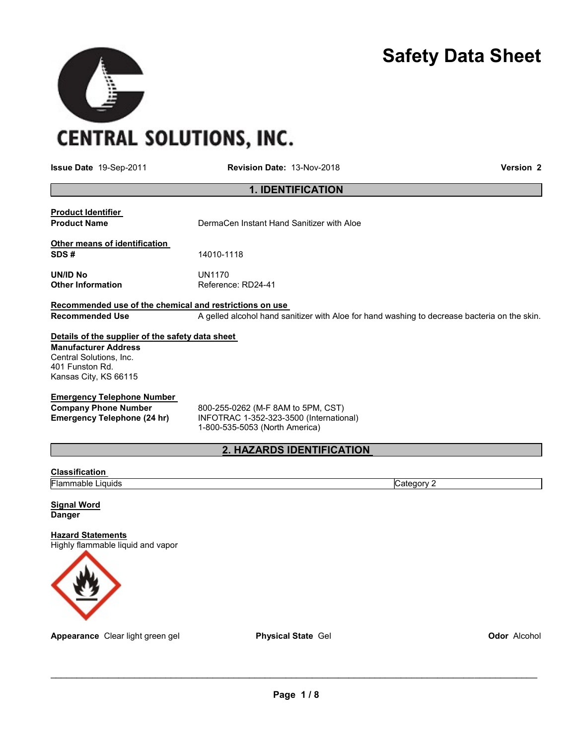CENTRAL SOLUTIONS, INC.

# Safety Data Sheet

**Issue Date** 19-Sep-2011 **Revision Date:** 13-Nov-2018 **Version** 2

## 1. IDENTIFICATION

**Product Identifier**

**Product Name** DermaCen Instant Hand Sanitizer with Aloe

**Other means of identification**

**SDS #** 14010-1118

**UN/ID No** UN1170

**Other Information** Reference: RD24-41

**Recommended use of the chemical and restrictions on use**

**Recommended Use** A gelled alcohol hand sanitizer with Aloe for hand washing to decrease bacteria on the skin.

**Details of the supplier of the safety data sheet**

**Manufacturer Address**
Central Solutions, Inc.
401 Funston Rd.
Kansas City, KS 66115

**Emergency Telephone Number**

**Company Phone Number** 800-255-0262 (M-F 8AM to 5PM, CST)

**Emergency Telephone (24 hr)** INFOTRAC 1-352-323-3500 (International)
1-800-535-5053 (North America)

## 2. HAZARDS IDENTIFICATION

**Classification**

| Flammable Liquids | Category 2 |
|---|---|

**Signal Word**
**Danger**

**Hazard Statements**
Highly flammable liquid and vapor

**Appearance** Clear light green gel **Physical State** Gel **Odor** Alcohol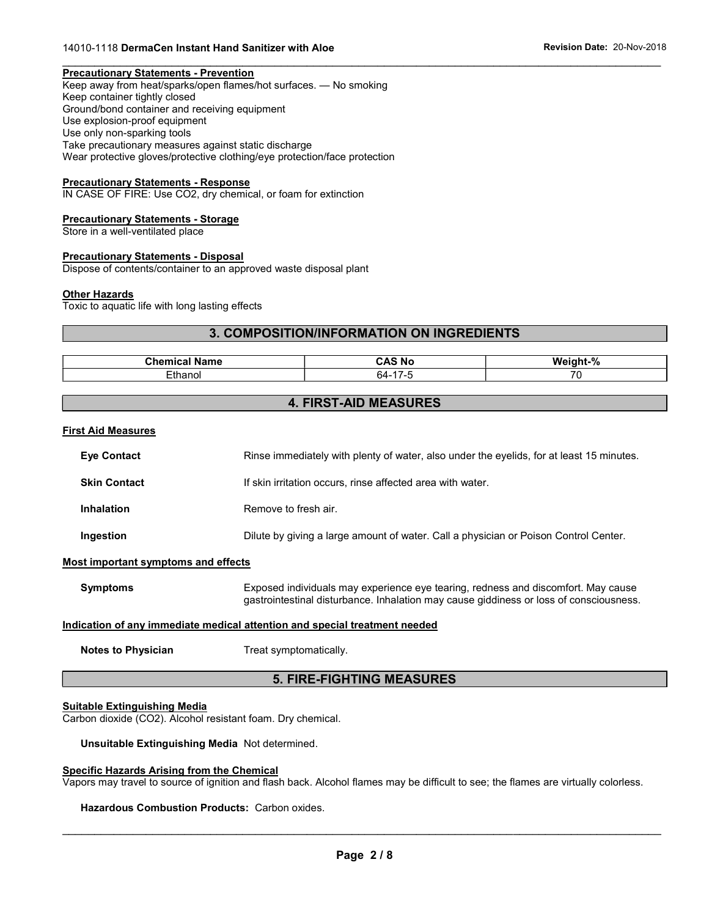#### Precautionary Statements - Prevention

Keep away from heat/sparks/open flames/hot surfaces. — No smoking
Keep container tightly closed
Ground/bond container and receiving equipment
Use explosion-proof equipment
Use only non-sparking tools
Take precautionary measures against static discharge
Wear protective gloves/protective clothing/eye protection/face protection

#### Precautionary Statements - Response

IN CASE OF FIRE: Use $CO_2$, dry chemical, or foam for extinction

#### Precautionary Statements - Storage

Store in a well-ventilated place

#### Precautionary Statements - Disposal

Dispose of contents/container to an approved waste disposal plant

#### Other Hazards

Toxic to aquatic life with long lasting effects

## 3. COMPOSITION/INFORMATION ON INGREDIENTS

| Chemical Name | CAS No | Weight-% |
| --- | --- | --- |
| Ethanol | 64-17-5 | 70 |

## 4. FIRST-AID MEASURES

#### First Aid Measures

**Eye Contact** Rinse immediately with plenty of water, also under the eyelids, for at least 15 minutes.

**Skin Contact** If skin irritation occurs, rinse affected area with water.

**Inhalation** Remove to fresh air.

**Ingestion** Dilute by giving a large amount of water. Call a physician or Poison Control Center.

#### Most important symptoms and effects

**Symptoms** Exposed individuals may experience eye tearing, redness and discomfort. May cause gastrointestinal disturbance. Inhalation may cause giddiness or loss of consciousness.

#### Indication of any immediate medical attention and special treatment needed

**Notes to Physician** Treat symptomatically.

## 5. FIRE-FIGHTING MEASURES

#### Suitable Extinguishing Media

Carbon dioxide ($CO_2$). Alcohol resistant foam. Dry chemical.

**Unsuitable Extinguishing Media** Not determined.

#### Specific Hazards Arising from the Chemical

Vapors may travel to source of ignition and flash back. Alcohol flames may be difficult to see; the flames are virtually colorless.

**Hazardous Combustion Products:** Carbon oxides.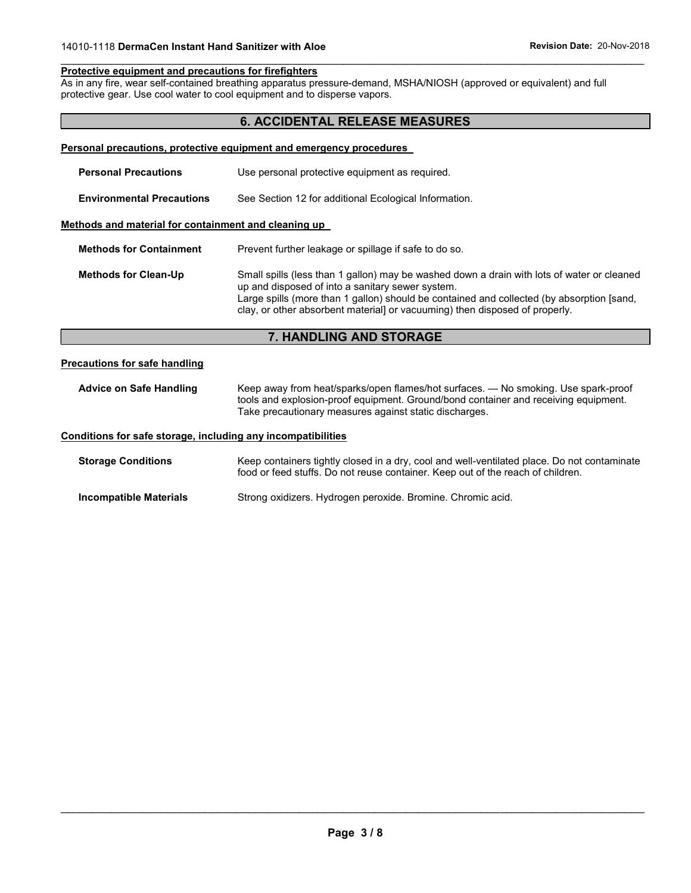#### Protective equipment and precautions for firefighters

As in any fire, wear self-contained breathing apparatus pressure-demand, MSHA/NIOSH (approved or equivalent) and full protective gear. Use cool water to cool equipment and to disperse vapors.

## 6. ACCIDENTAL RELEASE MEASURES

#### Personal precautions, protective equipment and emergency procedures

**Personal Precautions** Use personal protective equipment as required.

**Environmental Precautions** See Section 12 for additional Ecological Information.

#### Methods and material for containment and cleaning up

**Methods for Containment** Prevent further leakage or spillage if safe to do so.

**Methods for Clean-Up** Small spills (less than 1 gallon) may be washed down a drain with lots of water or cleaned up and disposed of into a sanitary sewer system.
Large spills (more than 1 gallon) should be contained and collected (by absorption [sand, clay, or other absorbent material] or vacuuming) then disposed of properly.

## 7. HANDLING AND STORAGE

#### Precautions for safe handling

**Advice on Safe Handling** Keep away from heat/sparks/open flames/hot surfaces. — No smoking. Use spark-proof tools and explosion-proof equipment. Ground/bond container and receiving equipment. Take precautionary measures against static discharges.

#### Conditions for safe storage, including any incompatibilities

**Storage Conditions** Keep containers tightly closed in a dry, cool and well-ventilated place. Do not contaminate food or feed stuffs. Do not reuse container. Keep out of the reach of children.

**Incompatible Materials** Strong oxidizers. Hydrogen peroxide. Bromine. Chromic acid.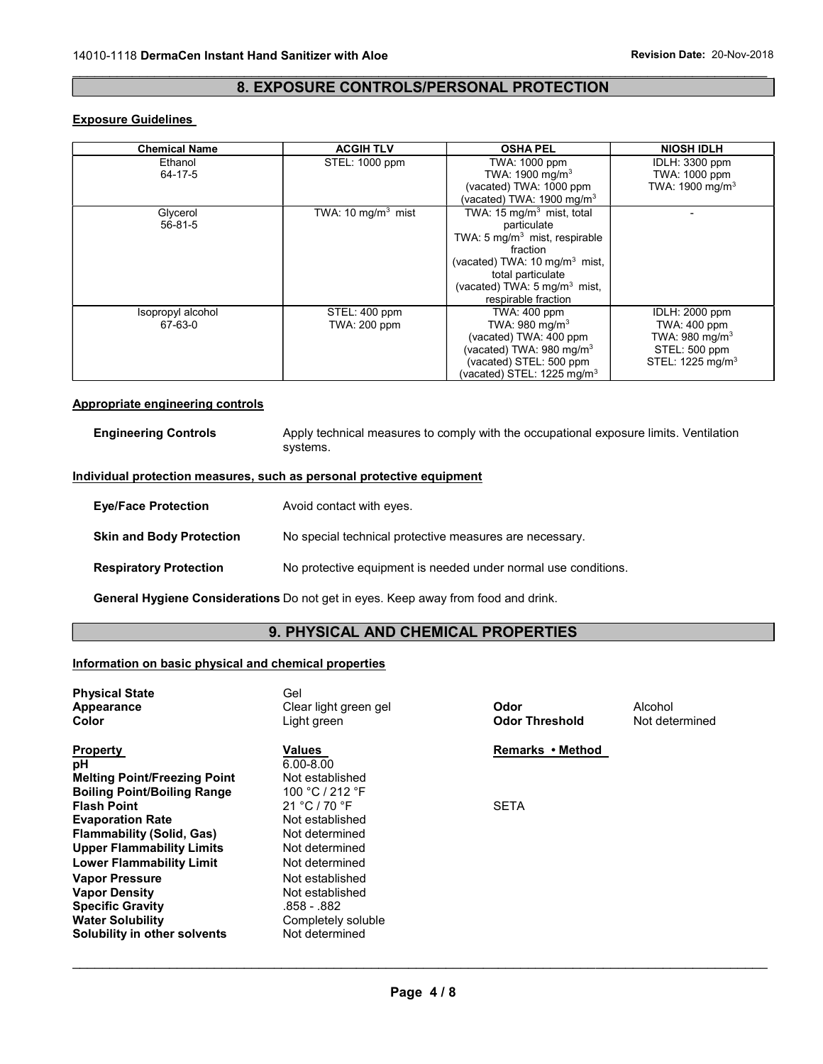## 8. EXPOSURE CONTROLS/PERSONAL PROTECTION

### Exposure Guidelines

| Chemical Name | ACGIH TLV | OSHA PEL | NIOSH IDLH |
|---|---|---|---|
| Ethanol<br>64-17-5 | STEL: 1000 ppm | TWA: 1000 ppm<br>TWA: 1900 mg/m$^3$<br>(vacated) TWA: 1000 ppm<br>(vacated) TWA: 1900 mg/m$^3$ | IDLH: 3300 ppm<br>TWA: 1000 ppm<br>TWA: 1900 mg/m$^3$ |
| Glycerol<br>56-81-5 | TWA: 10 mg/m$^3$ mist | TWA: 15 mg/m$^3$ mist, total particulate<br>TWA: 5 mg/m$^3$ mist, respirable fraction<br>(vacated) TWA: 10 mg/m$^3$ mist, total particulate<br>(vacated) TWA: 5 mg/m$^3$ mist, respirable fraction | - |
| Isopropyl alcohol<br>67-63-0 | STEL: 400 ppm<br>TWA: 200 ppm | TWA: 400 ppm<br>TWA: 980 mg/m$^3$<br>(vacated) TWA: 400 ppm<br>(vacated) TWA: 980 mg/m$^3$<br>(vacated) STEL: 500 ppm<br>(vacated) STEL: 1225 mg/m$^3$ | IDLH: 2000 ppm<br>TWA: 400 ppm<br>TWA: 980 mg/m$^3$<br>STEL: 500 ppm<br>STEL: 1225 mg/m$^3$ |

### Appropriate engineering controls

**Engineering Controls** Apply technical measures to comply with the occupational exposure limits. Ventilation systems.

### Individual protection measures, such as personal protective equipment

**Eye/Face Protection** Avoid contact with eyes.

**Skin and Body Protection** No special technical protective measures are necessary.

**Respiratory Protection** No protective equipment is needed under normal use conditions.

**General Hygiene Considerations** Do not get in eyes. Keep away from food and drink.

## 9. PHYSICAL AND CHEMICAL PROPERTIES

### Information on basic physical and chemical properties

**Physical State** Gel
**Appearance** Clear light green gel
**Color** Light green
**Odor** Alcohol
**Odor Threshold** Not determined

| Property | Values | Remarks • Method |
|---|---|---|
| **pH** | 6.00-8.00 | |
| **Melting Point/Freezing Point** | Not established | |
| **Boiling Point/Boiling Range** | 100 °C / 212 °F | |
| **Flash Point** | 21 °C / 70 °F | SETA |
| **Evaporation Rate** | Not established | |
| **Flammability (Solid, Gas)** | Not determined | |
| **Upper Flammability Limits** | Not determined | |
| **Lower Flammability Limit** | Not determined | |
| **Vapor Pressure** | Not established | |
| **Vapor Density** | Not established | |
| **Specific Gravity** | .858 - .882 | |
| **Water Solubility** | Completely soluble | |
| **Solubility in other solvents** | Not determined | |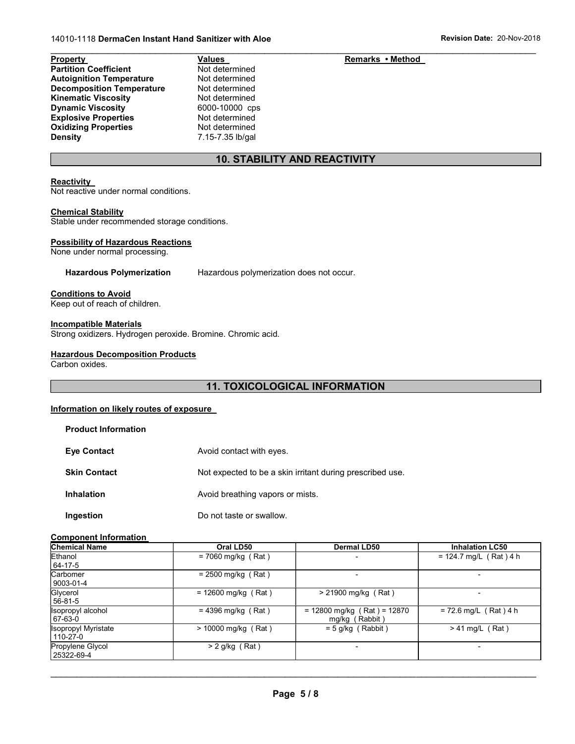| Property | Values | Remarks • Method |
| --- | --- | --- |
| Partition Coefficient | Not determined | |
| Autoignition Temperature | Not determined | |
| Decomposition Temperature | Not determined | |
| Kinematic Viscosity | Not determined | |
| Dynamic Viscosity | 6000-10000 cps | |
| Explosive Properties | Not determined | |
| Oxidizing Properties | Not determined | |
| Density | 7.15-7.35 lb/gal | |

## 10. STABILITY AND REACTIVITY

**Reactivity**
Not reactive under normal conditions.

**Chemical Stability**
Stable under recommended storage conditions.

**Possibility of Hazardous Reactions**
None under normal processing.

**Hazardous Polymerization** Hazardous polymerization does not occur.

**Conditions to Avoid**
Keep out of reach of children.

**Incompatible Materials**
Strong oxidizers. Hydrogen peroxide. Bromine. Chromic acid.

**Hazardous Decomposition Products**
Carbon oxides.

## 11. TOXICOLOGICAL INFORMATION

**Information on likely routes of exposure**

**Product Information**

**Eye Contact** Avoid contact with eyes.

**Skin Contact** Not expected to be a skin irritant during prescribed use.

**Inhalation** Avoid breathing vapors or mists.

**Ingestion** Do not taste or swallow.

**Component Information**

| Chemical Name | Oral LD50 | Dermal LD50 | Inhalation LC50 |
| --- | --- | --- | --- |
| Ethanol 64-17-5 | = 7060 mg/kg ( Rat ) | - | = 124.7 mg/L ( Rat ) 4 h |
| Carbomer 9003-01-4 | = 2500 mg/kg ( Rat ) | - | - |
| Glycerol 56-81-5 | = 12600 mg/kg ( Rat ) | > 21900 mg/kg ( Rat ) | - |
| Isopropyl alcohol 67-63-0 | = 4396 mg/kg ( Rat ) | = 12800 mg/kg ( Rat ) = 12870 mg/kg ( Rabbit ) | = 72.6 mg/L ( Rat ) 4 h |
| Isopropyl Myristate 110-27-0 | > 10000 mg/kg ( Rat ) | = 5 g/kg ( Rabbit ) | > 41 mg/L ( Rat ) |
| Propylene Glycol 25322-69-4 | > 2 g/kg ( Rat ) | - | - |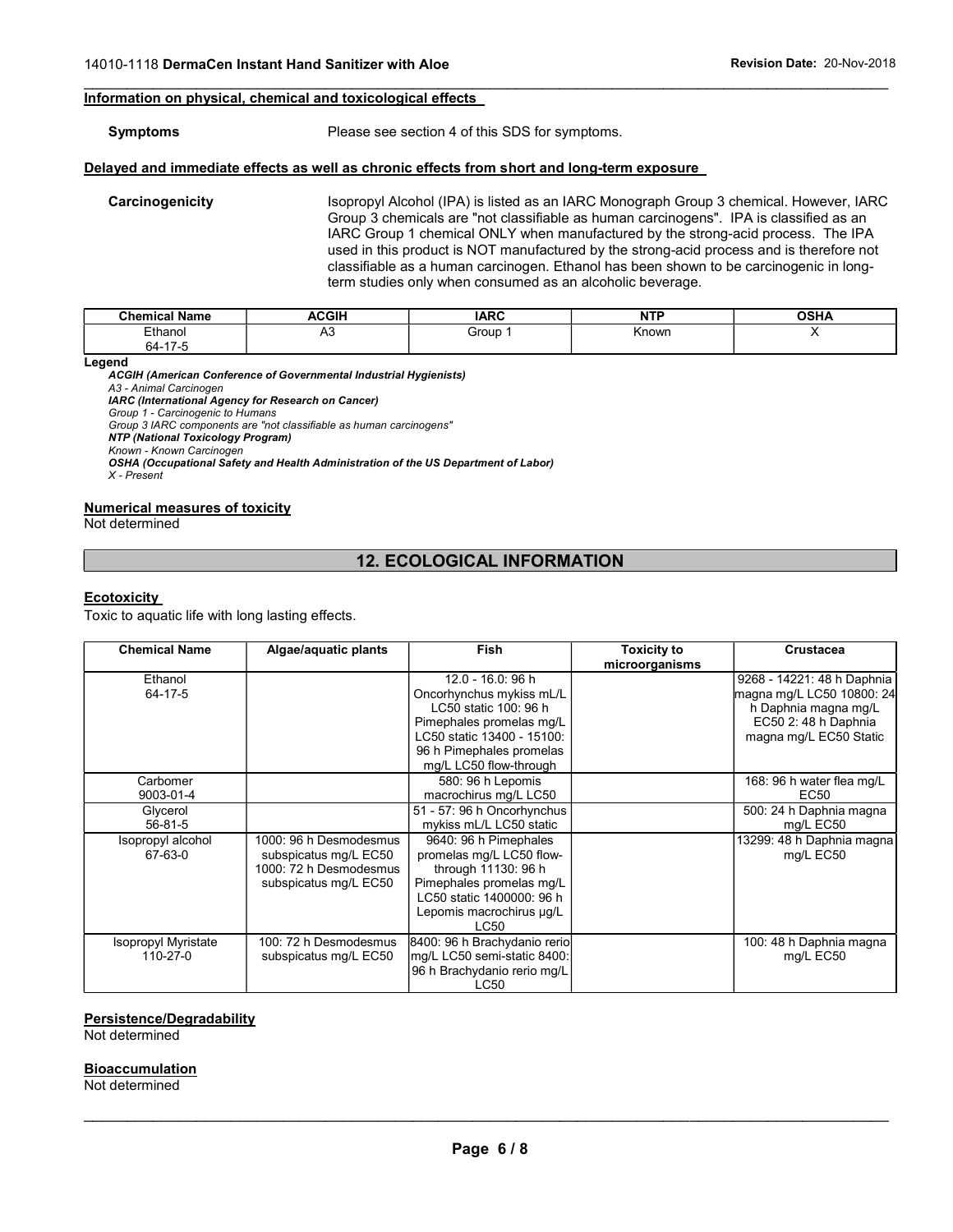### Information on physical, chemical and toxicological effects

**Symptoms** Please see section 4 of this SDS for symptoms.

### Delayed and immediate effects as well as chronic effects from short and long-term exposure

**Carcinogenicity** Isopropyl Alcohol (IPA) is listed as an IARC Monograph Group 3 chemical. However, IARC Group 3 chemicals are "not classifiable as human carcinogens". IPA is classified as an IARC Group 1 chemical ONLY when manufactured by the strong-acid process. The IPA used in this product is NOT manufactured by the strong-acid process and is therefore not classifiable as a human carcinogen. Ethanol has been shown to be carcinogenic in long-term studies only when consumed as an alcoholic beverage.

| Chemical Name | ACGIH | IARC | NTP | OSHA |
|---|---|---|---|---|
| Ethanol<br>64-17-5 | A3 | Group 1 | Known | X |

**Legend**

***ACGIH (American Conference of Governmental Industrial Hygienists)***
*A3 - Animal Carcinogen*
***IARC (International Agency for Research on Cancer)***
*Group 1 - Carcinogenic to Humans*
*Group 3 IARC components are "not classifiable as human carcinogens"*
***NTP (National Toxicology Program)***
*Known - Known Carcinogen*
***OSHA (Occupational Safety and Health Administration of the US Department of Labor)***
*X - Present*

### Numerical measures of toxicity

Not determined

## 12. ECOLOGICAL INFORMATION

### Ecotoxicity

Toxic to aquatic life with long lasting effects.

| Chemical Name | Algae/aquatic plants | Fish | Toxicity to microorganisms | Crustacea |
|---|---|---|---|---|
| Ethanol<br>64-17-5 | | 12.0 - 16.0: 96 h Oncorhynchus mykiss mL/L LC50 static 100: 96 h Pimephales promelas mg/L LC50 static 13400 - 15100: 96 h Pimephales promelas mg/L LC50 flow-through | | 9268 - 14221: 48 h Daphnia magna mg/L LC50 10800: 24 h Daphnia magna mg/L EC50 2: 48 h Daphnia magna mg/L EC50 Static |
| Carbomer<br>9003-01-4 | | 580: 96 h Lepomis macrochirus mg/L LC50 | | 168: 96 h water flea mg/L EC50 |
| Glycerol<br>56-81-5 | | 51 - 57: 96 h Oncorhynchus mykiss mL/L LC50 static | | 500: 24 h Daphnia magna mg/L EC50 |
| Isopropyl alcohol<br>67-63-0 | 1000: 96 h Desmodesmus subspicatus mg/L EC50 1000: 72 h Desmodesmus subspicatus mg/L EC50 | 9640: 96 h Pimephales promelas mg/L LC50 flow-through 11130: 96 h Pimephales promelas mg/L LC50 static 1400000: 96 h Lepomis macrochirus µg/L LC50 | | 13299: 48 h Daphnia magna mg/L EC50 |
| Isopropyl Myristate<br>110-27-0 | 100: 72 h Desmodesmus subspicatus mg/L EC50 | 8400: 96 h Brachydanio rerio mg/L LC50 semi-static 8400: 96 h Brachydanio rerio mg/L LC50 | | 100: 48 h Daphnia magna mg/L EC50 |

### Persistence/Degradability

Not determined

### Bioaccumulation

Not determined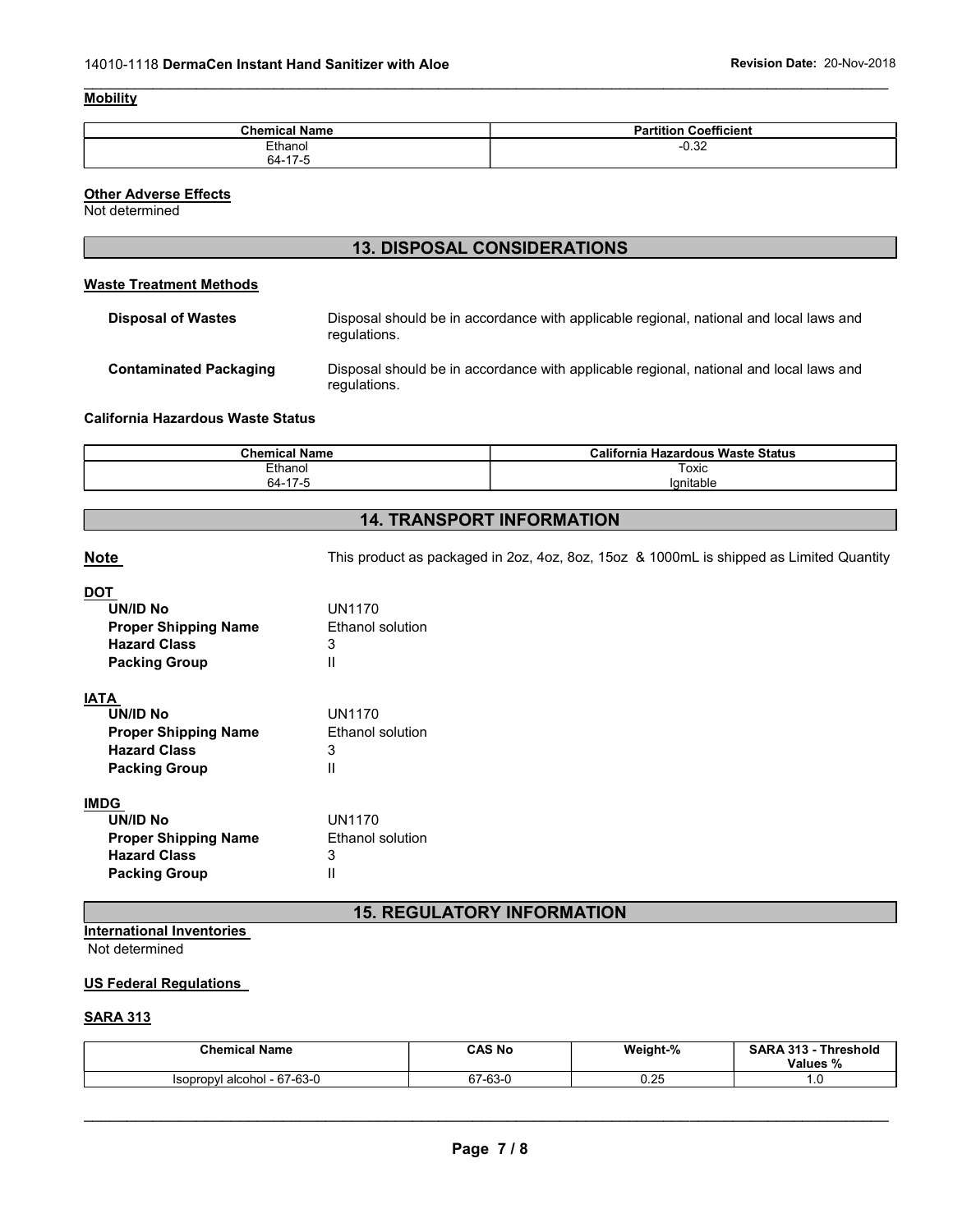**Mobility**

| Chemical Name | Partition Coefficient |
|---|---|
| Ethanol<br>64-17-5 | -0.32 |

**Other Adverse Effects**

Not determined

## 13. DISPOSAL CONSIDERATIONS

**Waste Treatment Methods**

**Disposal of Wastes** Disposal should be in accordance with applicable regional, national and local laws and regulations.

**Contaminated Packaging** Disposal should be in accordance with applicable regional, national and local laws and regulations.

**California Hazardous Waste Status**

| Chemical Name | California Hazardous Waste Status |
|---|---|
| Ethanol<br>64-17-5 | Toxic<br>Ignitable |

## 14. TRANSPORT INFORMATION

**Note** This product as packaged in 2oz, 4oz, 8oz, 15oz & 1000mL is shipped as Limited Quantity

**DOT**

- **UN/ID No** UN1170
- **Proper Shipping Name** Ethanol solution
- **Hazard Class** 3
- **Packing Group** II

**IATA**

- **UN/ID No** UN1170
- **Proper Shipping Name** Ethanol solution
- **Hazard Class** 3
- **Packing Group** II

**IMDG**

- **UN/ID No** UN1170
- **Proper Shipping Name** Ethanol solution
- **Hazard Class** 3
- **Packing Group** II

## 15. REGULATORY INFORMATION

**International Inventories**

Not determined

**US Federal Regulations**

**SARA 313**

| Chemical Name | CAS No | Weight-% | SARA 313 - Threshold Values % |
|---|---|---|---|
| Isopropyl alcohol - 67-63-0 | 67-63-0 | 0.25 | 1.0 |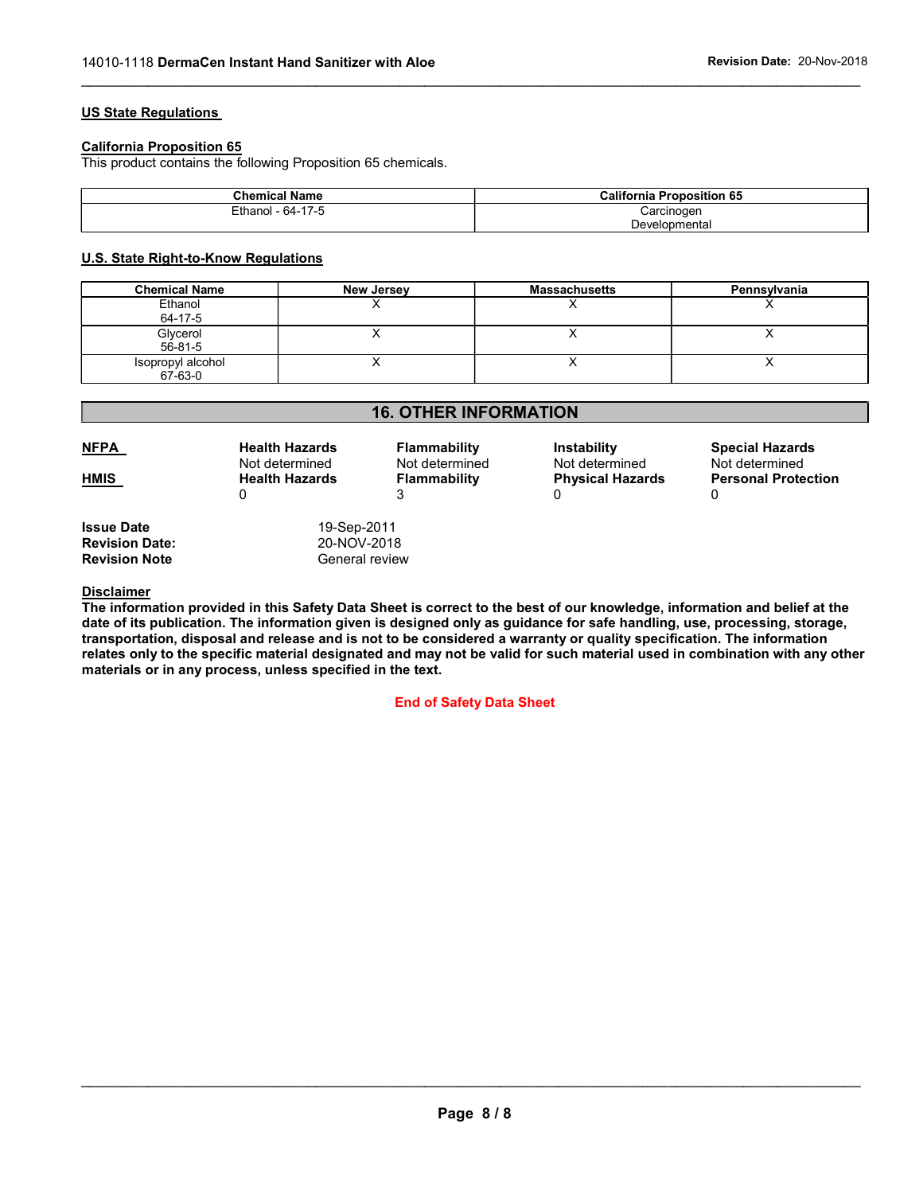### US State Regulations

#### California Proposition 65

This product contains the following Proposition 65 chemicals.

| Chemical Name | California Proposition 65 |
|---|---|
| Ethanol - 64-17-5 | Carcinogen<br>Developmental |

#### U.S. State Right-to-Know Regulations

| Chemical Name | New Jersey | Massachusetts | Pennsylvania |
|---|---|---|---|
| Ethanol<br>64-17-5 | X | X | X |
| Glycerol<br>56-81-5 | X | X | X |
| Isopropyl alcohol<br>67-63-0 | X | X | X |

## 16. OTHER INFORMATION

| | | | | |
|---|---|---|---|---|
| **NFPA** | **Health Hazards**<br>Not determined | **Flammability**<br>Not determined | **Instability**<br>Not determined | **Special Hazards**<br>Not determined |
| **HMIS** | **Health Hazards**<br>0 | **Flammability**<br>3 | **Physical Hazards**<br>0 | **Personal Protection**<br>0 |

**Issue Date** 19-Sep-2011
**Revision Date:** 20-NOV-2018
**Revision Note** General review

#### Disclaimer

**The information provided in this Safety Data Sheet is correct to the best of our knowledge, information and belief at the date of its publication. The information given is designed only as guidance for safe handling, use, processing, storage, transportation, disposal and release and is not to be considered a warranty or quality specification. The information relates only to the specific material designated and may not be valid for such material used in combination with any other materials or in any process, unless specified in the text.**

**End of Safety Data Sheet**